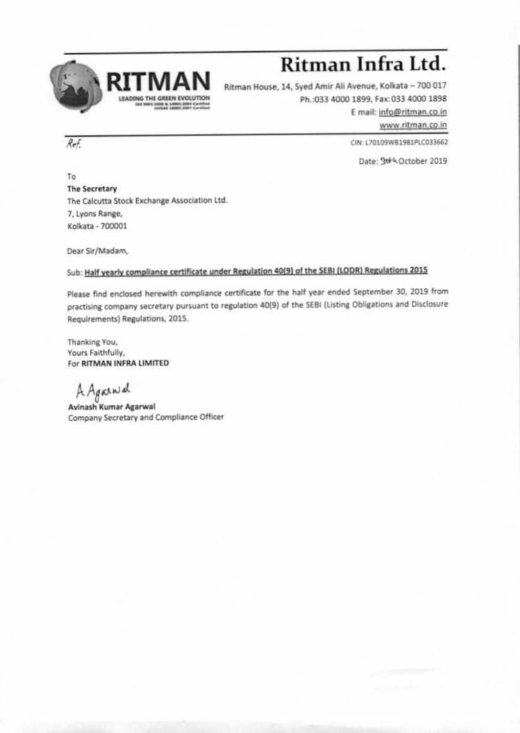# Ritman Infra Ltd.

RITMAN
LEADING THE GREEN EVOLUTION

Ritman House, 14, Syed Amir Ali Avenue, Kolkata – 700 017
Ph.:033 4000 1899, Fax:033 4000 1898
E mail: info@ritman.co.in
www.ritman.co.in

Ref.

CIN: L70109WB1981PLC033662

Date: 30th October 2019

To
**The Secretary**
The Calcutta Stock Exchange Association Ltd.
7, Lyons Range,
Kolkata - 700001

Dear Sir/Madam,

Sub: **Half yearly compliance certificate under Regulation 40(9) of the SEBI (LODR) Regulations 2015**

Please find enclosed herewith compliance certificate for the half year ended September 30, 2019 from practising company secretary pursuant to regulation 40(9) of the SEBI (Listing Obligations and Disclosure Requirements) Regulations, 2015.

Thanking You,
Yours Faithfully,
For **RITMAN INFRA LIMITED**

A Agarwal

**Avinash Kumar Agarwal**
Company Secretary and Compliance Officer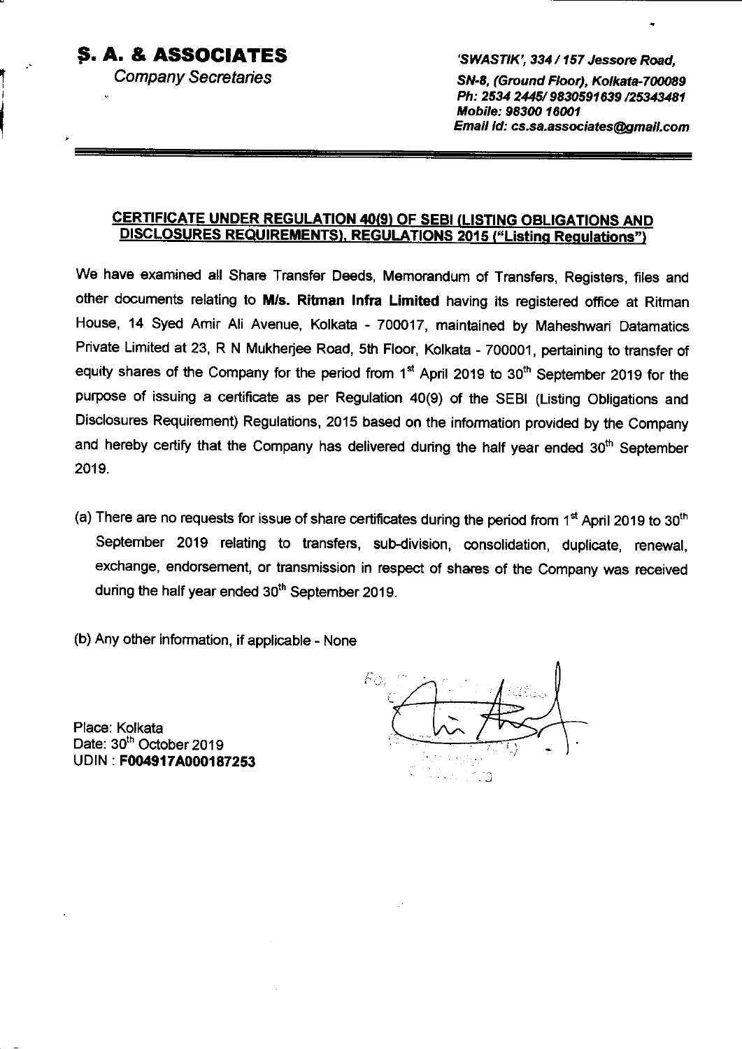# S. A. & ASSOCIATES

*Company Secretaries*

*'SWASTIK', 334 / 157 Jessore Road,*
*SN-8, (Ground Floor), Kolkata-700089*
*Ph: 2534 2445/ 9830591639 /25343481*
*Mobile: 98300 16001*
*Email Id: cs.sa.associates@gmail.com*

## CERTIFICATE UNDER REGULATION 40(9) OF SEBI (LISTING OBLIGATIONS AND DISCLOSURES REQUIREMENTS), REGULATIONS 2015 ("Listing Regulations")

We have examined all Share Transfer Deeds, Memorandum of Transfers, Registers, files and other documents relating to **M/s. Ritman Infra Limited** having its registered office at Ritman House, 14 Syed Amir Ali Avenue, Kolkata - 700017, maintained by Maheshwari Datamatics Private Limited at 23, R N Mukherjee Road, 5th Floor, Kolkata - 700001, pertaining to transfer of equity shares of the Company for the period from 1st April 2019 to 30th September 2019 for the purpose of issuing a certificate as per Regulation 40(9) of the SEBI (Listing Obligations and Disclosures Requirement) Regulations, 2015 based on the information provided by the Company and hereby certify that the Company has delivered during the half year ended 30th September 2019.

(a) There are no requests for issue of share certificates during the period from 1st April 2019 to 30th September 2019 relating to transfers, sub-division, consolidation, duplicate, renewal, exchange, endorsement, or transmission in respect of shares of the Company was received during the half year ended 30th September 2019.

(b) Any other information, if applicable - None

Place: Kolkata
Date: 30th October 2019
UDIN : **F004917A000187253**